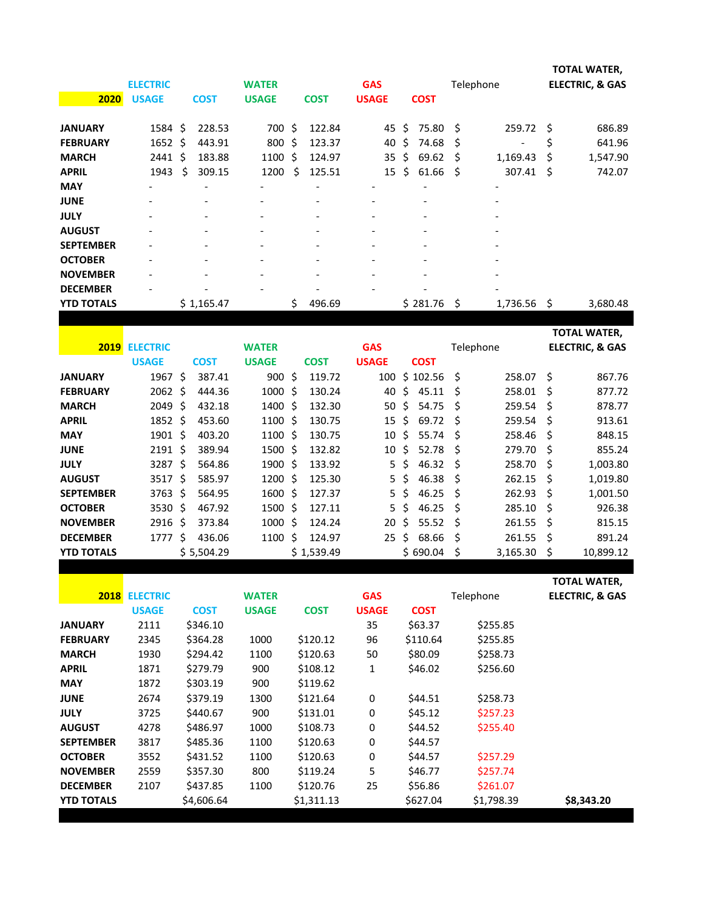| 2020 | ELECTRIC USAGE | COST | WATER USAGE | COST | GAS USAGE | COST | Telephone | TOTAL WATER, ELECTRIC, & GAS |
|---|---|---|---|---|---|---|---|---|
| JANUARY | 1584 | $ 228.53 | 700 | $ 122.84 | 45 | $ 75.80 | $ 259.72 | $ 686.89 |
| FEBRUARY | 1652 | $ 443.91 | 800 | $ 123.37 | 40 | $ 74.68 | $ - | $ 641.96 |
| MARCH | 2441 | $ 183.88 | 1100 | $ 124.97 | 35 | $ 69.62 | $ 1,169.43 | $ 1,547.90 |
| APRIL | 1943 | $ 309.15 | 1200 | $ 125.51 | 15 | $ 61.66 | $ 307.41 | $ 742.07 |
| MAY | - | - | - | - | - | - | - | |
| JUNE | - | - | - | - | - | - | - | |
| JULY | - | - | - | - | - | - | - | |
| AUGUST | - | - | - | - | - | - | - | |
| SEPTEMBER | - | - | - | - | - | - | - | |
| OCTOBER | - | - | - | - | - | - | - | |
| NOVEMBER | - | - | - | - | - | - | - | |
| DECEMBER | - | - | - | - | - | - | - | |
| YTD TOTALS | | $ 1,165.47 | | $ 496.69 | | $ 281.76 | $ 1,736.56 | $ 3,680.48 |

| 2019 | ELECTRIC USAGE | COST | WATER USAGE | COST | GAS USAGE | COST | Telephone | TOTAL WATER, ELECTRIC, & GAS |
|---|---|---|---|---|---|---|---|---|
| JANUARY | 1967 | $ 387.41 | 900 | $ 119.72 | 100 | $ 102.56 | $ 258.07 | $ 867.76 |
| FEBRUARY | 2062 | $ 444.36 | 1000 | $ 130.24 | 40 | $ 45.11 | $ 258.01 | $ 877.72 |
| MARCH | 2049 | $ 432.18 | 1400 | $ 132.30 | 50 | $ 54.75 | $ 259.54 | $ 878.77 |
| APRIL | 1852 | $ 453.60 | 1100 | $ 130.75 | 15 | $ 69.72 | $ 259.54 | $ 913.61 |
| MAY | 1901 | $ 403.20 | 1100 | $ 130.75 | 10 | $ 55.74 | $ 258.46 | $ 848.15 |
| JUNE | 2191 | $ 389.94 | 1500 | $ 132.82 | 10 | $ 52.78 | $ 279.70 | $ 855.24 |
| JULY | 3287 | $ 564.86 | 1900 | $ 133.92 | 5 | $ 46.32 | $ 258.70 | $ 1,003.80 |
| AUGUST | 3517 | $ 585.97 | 1200 | $ 125.30 | 5 | $ 46.38 | $ 262.15 | $ 1,019.80 |
| SEPTEMBER | 3763 | $ 564.95 | 1600 | $ 127.37 | 5 | $ 46.25 | $ 262.93 | $ 1,001.50 |
| OCTOBER | 3530 | $ 467.92 | 1500 | $ 127.11 | 5 | $ 46.25 | $ 285.10 | $ 926.38 |
| NOVEMBER | 2916 | $ 373.84 | 1000 | $ 124.24 | 20 | $ 55.52 | $ 261.55 | $ 815.15 |
| DECEMBER | 1777 | $ 436.06 | 1100 | $ 124.97 | 25 | $ 68.66 | $ 261.55 | $ 891.24 |
| YTD TOTALS | | $ 5,504.29 | | $ 1,539.49 | | $ 690.04 | $ 3,165.30 | $ 10,899.12 |

| 2018 | ELECTRIC USAGE | COST | WATER USAGE | COST | GAS USAGE | COST | Telephone | TOTAL WATER, ELECTRIC, & GAS |
|---|---|---|---|---|---|---|---|---|
| JANUARY | 2111 | $346.10 | | | 35 | $63.37 | $255.85 | |
| FEBRUARY | 2345 | $364.28 | 1000 | $120.12 | 96 | $110.64 | $255.85 | |
| MARCH | 1930 | $294.42 | 1100 | $120.63 | 50 | $80.09 | $258.73 | |
| APRIL | 1871 | $279.79 | 900 | $108.12 | 1 | $46.02 | $256.60 | |
| MAY | 1872 | $303.19 | 900 | $119.62 | | | | |
| JUNE | 2674 | $379.19 | 1300 | $121.64 | 0 | $44.51 | $258.73 | |
| JULY | 3725 | $440.67 | 900 | $131.01 | 0 | $45.12 | $257.23 | |
| AUGUST | 4278 | $486.97 | 1000 | $108.73 | 0 | $44.52 | $255.40 | |
| SEPTEMBER | 3817 | $485.36 | 1100 | $120.63 | 0 | $44.57 | | |
| OCTOBER | 3552 | $431.52 | 1100 | $120.63 | 0 | $44.57 | $257.29 | |
| NOVEMBER | 2559 | $357.30 | 800 | $119.24 | 5 | $46.77 | $257.74 | |
| DECEMBER | 2107 | $437.85 | 1100 | $120.76 | 25 | $56.86 | $261.07 | |
| YTD TOTALS | | $4,606.64 | | $1,311.13 | | $627.04 | $1,798.39 | **$8,343.20** |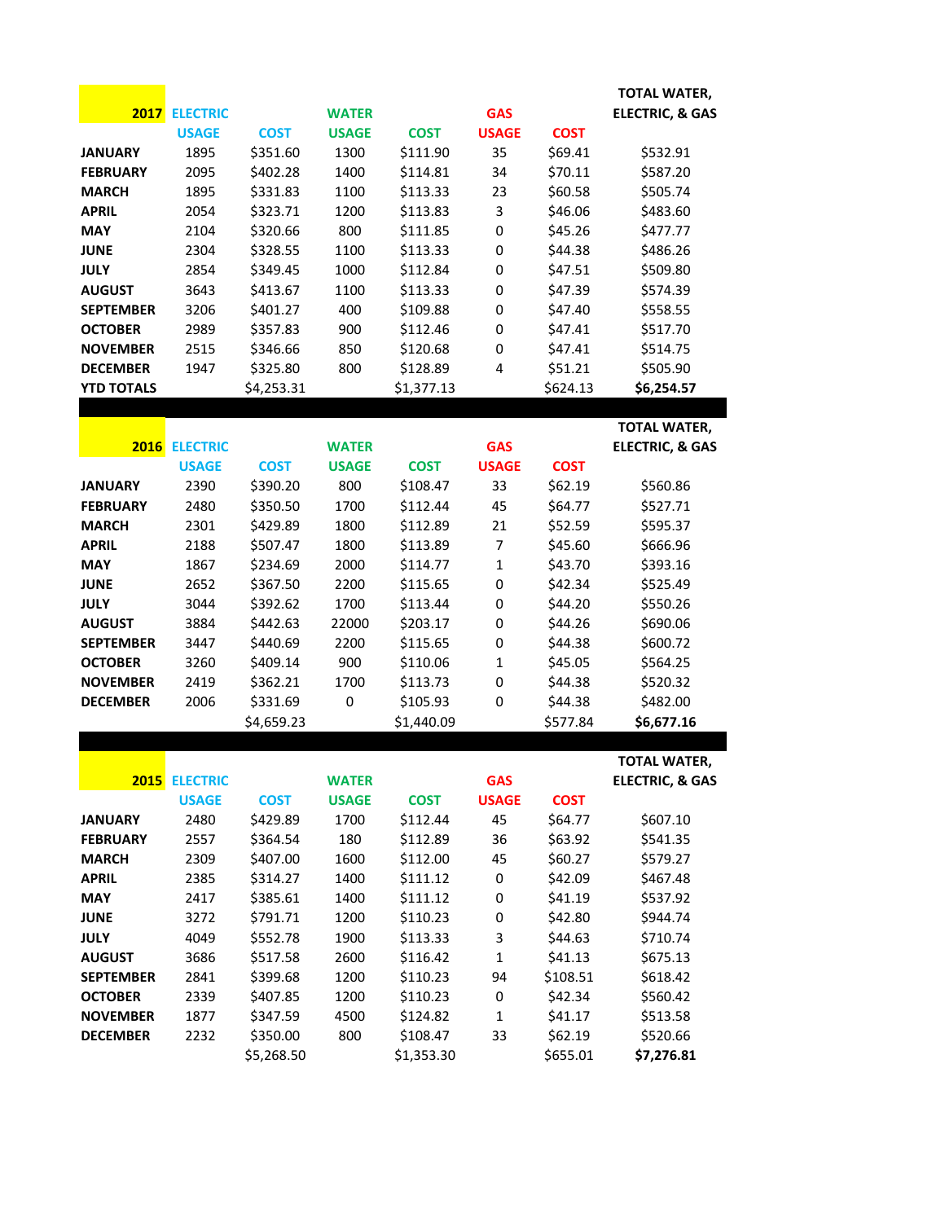| 2017 | ELECTRIC | | WATER | | GAS | | TOTAL WATER, ELECTRIC, & GAS |
|---|---|---|---|---|---|---|---|
| | USAGE | COST | USAGE | COST | USAGE | COST | |
| JANUARY | 1895 | $351.60 | 1300 | $111.90 | 35 | $69.41 | $532.91 |
| FEBRUARY | 2095 | $402.28 | 1400 | $114.81 | 34 | $70.11 | $587.20 |
| MARCH | 1895 | $331.83 | 1100 | $113.33 | 23 | $60.58 | $505.74 |
| APRIL | 2054 | $323.71 | 1200 | $113.83 | 3 | $46.06 | $483.60 |
| MAY | 2104 | $320.66 | 800 | $111.85 | 0 | $45.26 | $477.77 |
| JUNE | 2304 | $328.55 | 1100 | $113.33 | 0 | $44.38 | $486.26 |
| JULY | 2854 | $349.45 | 1000 | $112.84 | 0 | $47.51 | $509.80 |
| AUGUST | 3643 | $413.67 | 1100 | $113.33 | 0 | $47.39 | $574.39 |
| SEPTEMBER | 3206 | $401.27 | 400 | $109.88 | 0 | $47.40 | $558.55 |
| OCTOBER | 2989 | $357.83 | 900 | $112.46 | 0 | $47.41 | $517.70 |
| NOVEMBER | 2515 | $346.66 | 850 | $120.68 | 0 | $47.41 | $514.75 |
| DECEMBER | 1947 | $325.80 | 800 | $128.89 | 4 | $51.21 | $505.90 |
| YTD TOTALS | | $4,253.31 | | $1,377.13 | | $624.13 | **$6,254.57** |

| 2016 | ELECTRIC | | WATER | | GAS | | TOTAL WATER, ELECTRIC, & GAS |
|---|---|---|---|---|---|---|---|
| | USAGE | COST | USAGE | COST | USAGE | COST | |
| JANUARY | 2390 | $390.20 | 800 | $108.47 | 33 | $62.19 | $560.86 |
| FEBRUARY | 2480 | $350.50 | 1700 | $112.44 | 45 | $64.77 | $527.71 |
| MARCH | 2301 | $429.89 | 1800 | $112.89 | 21 | $52.59 | $595.37 |
| APRIL | 2188 | $507.47 | 1800 | $113.89 | 7 | $45.60 | $666.96 |
| MAY | 1867 | $234.69 | 2000 | $114.77 | 1 | $43.70 | $393.16 |
| JUNE | 2652 | $367.50 | 2200 | $115.65 | 0 | $42.34 | $525.49 |
| JULY | 3044 | $392.62 | 1700 | $113.44 | 0 | $44.20 | $550.26 |
| AUGUST | 3884 | $442.63 | 22000 | $203.17 | 0 | $44.26 | $690.06 |
| SEPTEMBER | 3447 | $440.69 | 2200 | $115.65 | 0 | $44.38 | $600.72 |
| OCTOBER | 3260 | $409.14 | 900 | $110.06 | 1 | $45.05 | $564.25 |
| NOVEMBER | 2419 | $362.21 | 1700 | $113.73 | 0 | $44.38 | $520.32 |
| DECEMBER | 2006 | $331.69 | 0 | $105.93 | 0 | $44.38 | $482.00 |
| | | $4,659.23 | | $1,440.09 | | $577.84 | **$6,677.16** |

| 2015 | ELECTRIC | | WATER | | GAS | | TOTAL WATER, ELECTRIC, & GAS |
|---|---|---|---|---|---|---|---|
| | USAGE | COST | USAGE | COST | USAGE | COST | |
| JANUARY | 2480 | $429.89 | 1700 | $112.44 | 45 | $64.77 | $607.10 |
| FEBRUARY | 2557 | $364.54 | 180 | $112.89 | 36 | $63.92 | $541.35 |
| MARCH | 2309 | $407.00 | 1600 | $112.00 | 45 | $60.27 | $579.27 |
| APRIL | 2385 | $314.27 | 1400 | $111.12 | 0 | $42.09 | $467.48 |
| MAY | 2417 | $385.61 | 1400 | $111.12 | 0 | $41.19 | $537.92 |
| JUNE | 3272 | $791.71 | 1200 | $110.23 | 0 | $42.80 | $944.74 |
| JULY | 4049 | $552.78 | 1900 | $113.33 | 3 | $44.63 | $710.74 |
| AUGUST | 3686 | $517.58 | 2600 | $116.42 | 1 | $41.13 | $675.13 |
| SEPTEMBER | 2841 | $399.68 | 1200 | $110.23 | 94 | $108.51 | $618.42 |
| OCTOBER | 2339 | $407.85 | 1200 | $110.23 | 0 | $42.34 | $560.42 |
| NOVEMBER | 1877 | $347.59 | 4500 | $124.82 | 1 | $41.17 | $513.58 |
| DECEMBER | 2232 | $350.00 | 800 | $108.47 | 33 | $62.19 | $520.66 |
| | | $5,268.50 | | $1,353.30 | | $655.01 | **$7,276.81** |